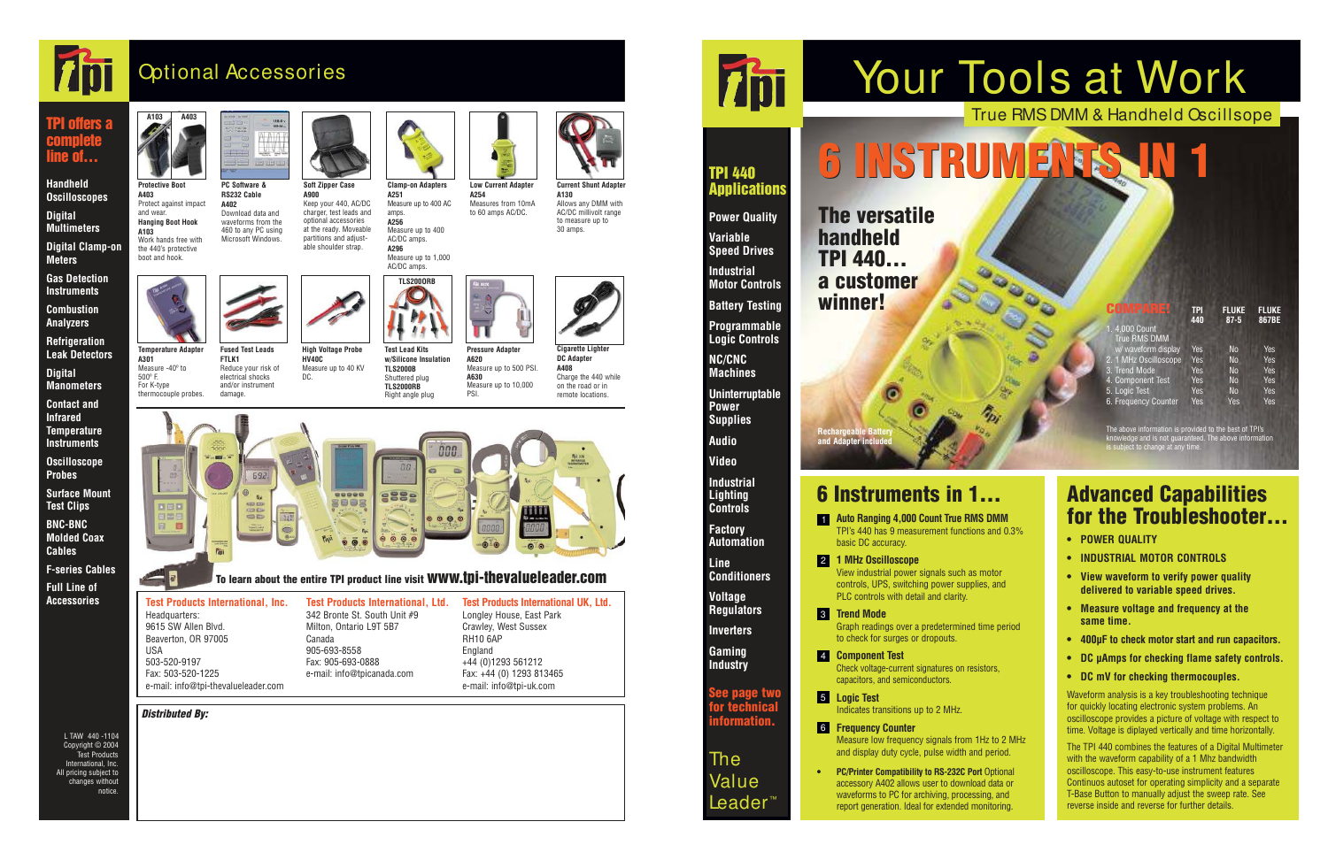# Optional Accessories

## TPI offers a complete line of…

- Handheld Oscilloscopes
- Digital Multimeters
- Digital Clamp-on Meters
- Gas Detection Instruments
- Combustion Analyzers
- Refrigeration Leak Detectors
- Digital Manometers
- Contact and Infrared Temperature Instruments
- Oscilloscope Probes
- Surface Mount Test Clips
- BNC-BNC Molded Coax Cables
- F-series Cables
- Full Line of Accessories

**Protective Boot**
**A403**
Protect against impact and wear.
**Hanging Boot Hook**
**A103**
Work hands free with the 440's protective boot and hook.

**PC Software & RS232 Cable**
**A402**
Download data and waveforms from the 460 to any PC using Microsoft Windows.

**Soft Zipper Case**
**A900**
Keep your 440, AC/DC charger, test leads and optional accessories at the ready. Moveable partitions and adjustable shoulder strap.

**Clamp-on Adapters**
**A251**
Measure up to 400 AC amps.
**A256**
Measure up to 400 AC/DC amps.
**A296**
Measure up to 1,000 AC/DC amps.

**Low Current Adapter**
**A254**
Measures from 10mA to 60 amps AC/DC.

**Current Shunt Adapter**
**A130**
Allows any DMM with AC/DC millivolt range to measure up to 30 amps.

**Temperature Adapter**
**A301**
Measure -40° to 500° F.
For K-type thermocouple probes.

**Fused Test Leads**
**FTLK1**
Reduce your risk of electrical shocks and/or instrument damage.

**High Voltage Probe**
**HV40C**
Measure up to 40 KV DC.

**Test Lead Kits w/Silicone Insulation**
**TLS2000B**
Shuttered plug
**TLS2000RB**
Right angle plug

**Pressure Adapter**
**A620**
Measure up to 500 PSI.
**A630**
Measure up to 10,000 PSI.

**Cigarette Lighter DC Adapter**
**A408**
Charge the 440 while on the road or in remote locations.

**To learn about the entire TPI product line visit www.tpi-thevalueleader.com**

**Test Products International, Inc.**
Headquarters:
9615 SW Allen Blvd.
Beaverton, OR 97005
USA
503-520-9197
Fax: 503-520-1225
e-mail: info@tpi-thevalueleader.com

**Test Products International, Ltd.**
342 Bronte St. South Unit #9
Milton, Ontario L9T 5B7
Canada
905-693-8558
Fax: 905-693-0888
e-mail: info@tpicanada.com

**Test Products International UK, Ltd.**
Longley House, East Park
Crawley, West Sussex
RH10 6AP
England
+44 (0)1293 561212
Fax: +44 (0) 1293 813465
e-mail: info@tpi-uk.com

*Distributed By:*

L TAW 440 -1104
Copyright © 2004
Test Products International, Inc.
All pricing subject to changes without notice.

# Your Tools at Work

## True RMS DMM & Handheld Oscillscope

# 6 INSTRUMENTS IN 1

## The versatile handheld TPI 440… a customer winner!

Rechargeable Battery and Adapter included

| COMPARE! | TPI 440 | FLUKE 87-5 | FLUKE 867BE |
|---|---|---|---|
| 1. 4,000 Count True RMS DMM w/ waveform display | Yes | No | Yes |
| 2. 1 MHz Oscilloscope | Yes | No | Yes |
| 3. Trend Mode | Yes | No | Yes |
| 4. Component Test | Yes | No | Yes |
| 5. Logic Test | Yes | No | Yes |
| 6. Frequency Counter | Yes | Yes | Yes |

The above information is provided to the best of TPI's knowledge and is not guaranteed. The above information is subject to change at any time.

## TPI 440 Applications

- Power Quality
- Variable Speed Drives
- Industrial Motor Controls
- Battery Testing
- Programmable Logic Controls
- NC/CNC Machines
- Uninterruptable Power Supplies
- Audio
- Video
- Industrial Lighting Controls
- Factory Automation
- Line Conditioners
- Voltage Regulators
- Inverters
- Gaming Industry

**See page two for technical information.**

The Value Leader™

## 6 Instruments in 1…

1. **Auto Ranging 4,000 Count True RMS DMM**
   TPI's 440 has 9 measurement functions and 0.3% basic DC accuracy.
2. **1 MHz Oscilloscope**
   View industrial power signals such as motor controls, UPS, switching power supplies, and PLC controls with detail and clarity.
3. **Trend Mode**
   Graph readings over a predetermined time period to check for surges or dropouts.
4. **Component Test**
   Check voltage-current signatures on resistors, capacitors, and semiconductors.
5. **Logic Test**
   Indicates transitions up to 2 MHz.
6. **Frequency Counter**
   Measure low frequency signals from 1Hz to 2 MHz and display duty cycle, pulse width and period.

- **PC/Printer Compatibility to RS-232C Port** Optional accessory A402 allows user to download data or waveforms to PC for archiving, processing, and report generation. Ideal for extended monitoring.

## Advanced Capabilities for the Troubleshooter…

- **POWER QUALITY**
- **INDUSTRIAL MOTOR CONTROLS**
- **View waveform to verify power quality delivered to variable speed drives.**
- **Measure voltage and frequency at the same time.**
- **400µF to check motor start and run capacitors.**
- **DC µAmps for checking flame safety controls.**
- **DC mV for checking thermocouples.**

Waveform analysis is a key troubleshooting technique for quickly locating electronic system problems. An oscilloscope provides a picture of voltage with respect to time. Voltage is diplayed vertically and time horizontally.

The TPI 440 combines the features of a Digital Multimeter with the waveform capability of a 1 MHz bandwidth oscilloscope. This easy-to-use instrument features Continuos autoset for operating simplicity and a separate T-Base Button to manually adjust the sweep rate. See reverse inside and reverse for further details.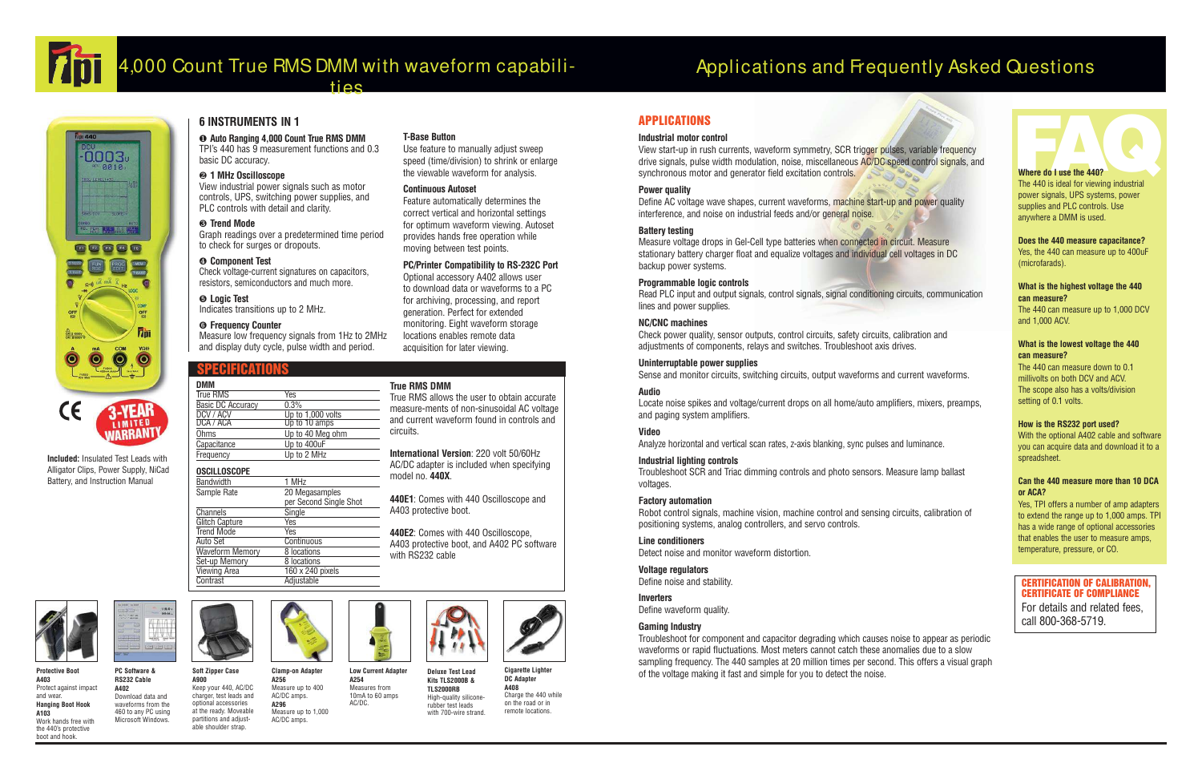# 4,000 Count True RMS DMM with waveform capabilities

## 6 INSTRUMENTS IN 1

**❶ Auto Ranging 4,000 Count True RMS DMM**
TPI's 440 has 9 measurement functions and 0.3 basic DC accuracy.

**❷ 1 MHz Oscilloscope**
View industrial power signals such as motor controls, UPS, switching power supplies, and PLC controls with detail and clarity.

**❸ Trend Mode**
Graph readings over a predetermined time period to check for surges or dropouts.

**❹ Component Test**
Check voltage-current signatures on capacitors, resistors, semiconductors and much more.

**❺ Logic Test**
Indicates transitions up to 2 MHz.

**❻ Frequency Counter**
Measure low frequency signals from 1Hz to 2MHz and display duty cycle, pulse width and period.

**T-Base Button**
Use feature to manually adjust sweep speed (time/division) to shrink or enlarge the viewable waveform for analysis.

**Continuous Autoset**
Feature automatically determines the correct vertical and horizontal settings for optimum waveform viewing. Autoset provides hands free operation while moving between test points.

**PC/Printer Compatibility to RS-232C Port**
Optional accessory A402 allows user to download data or waveforms to a PC for archiving, processing, and report generation. Perfect for extended monitoring. Eight waveform storage locations enables remote data acquisition for later viewing.

## SPECIFICATIONS

| DMM | |
|---|---|
| True RMS | Yes |
| Basic DC Accuracy | 0.3% |
| DCV / ACV | Up to 1,000 volts |
| DCA / ACA | Up to 10 amps |
| Ohms | Up to 40 Meg ohm |
| Capacitance | Up to 400uF |
| Frequency | Up to 2 MHz |

| OSCILLOSCOPE | |
|---|---|
| Bandwidth | 1 MHz |
| Sample Rate | 20 Megasamples per Second Single Shot |
| Channels | Single |
| Glitch Capture | Yes |
| Trend Mode | Yes |
| Auto Set | Continuous |
| Waveform Memory | 8 locations |
| Set-up Memory | 8 locations |
| Viewing Area | 160 x 240 pixels |
| Contrast | Adjustable |

**True RMS DMM**
True RMS allows the user to obtain accurate measure-ments of non-sinusoidal AC voltage and current waveform found in controls and circuits.

**International Version**: 220 volt 50/60Hz AC/DC adapter is included when specifying model no. **440X**.

**440E1**: Comes with 440 Oscilloscope and A403 protective boot.

**440E2**: Comes with 440 Oscilloscope, A403 protective boot, and A402 PC software with RS232 cable

3-YEAR LIMITED WARRANTY

**Included:** Insulated Test Leads with Alligator Clips, Power Supply, NiCad Battery, and Instruction Manual

**Protective Boot A403**
Protect against impact and wear.
**Hanging Boot Hook A103**
Work hands free with the 440's protective boot and hook.

**PC Software & RS232 Cable A402**
Download data and waveforms from the 460 to any PC using Microsoft Windows.

**Soft Zipper Case A900**
Keep your 440, AC/DC charger, test leads and optional accessories at the ready. Moveable partitions and adjustable shoulder strap.

**Clamp-on Adapter A256**
Measure up to 400 AC/DC amps.
**A296**
Measure up to 1,000 AC/DC amps.

**Low Current Adapter A254**
Measures from 10mA to 60 amps AC/DC.

**Deluxe Test Lead Kits TLS2000B & TLS2000RB**
High-quality silicone-rubber test leads with 700-wire strand.

**Cigarette Lighter DC Adapter A408**
Charge the 440 while on the road or in remote locations.

# Applications and Frequently Asked Questions

## APPLICATIONS

**Industrial motor control**
View start-up in rush currents, waveform symmetry, SCR trigger pulses, variable frequency drive signals, pulse width modulation, noise, miscellaneous AC/DC speed control signals, and synchronous motor and generator field excitation controls.

**Power quality**
Define AC voltage wave shapes, current waveforms, machine start-up and power quality interference, and noise on industrial feeds and/or general noise.

**Battery testing**
Measure voltage drops in Gel-Cell type batteries when connected in circuit. Measure stationary battery charger float and equalize voltages and individual cell voltages in DC backup power systems.

**Programmable logic controls**
Read PLC input and output signals, control signals, signal conditioning circuits, communication lines and power supplies.

**NC/CNC machines**
Check power quality, sensor outputs, control circuits, safety circuits, calibration and adjustments of components, relays and switches. Troubleshoot axis drives.

**Uninterruptable power supplies**
Sense and monitor circuits, switching circuits, output waveforms and current waveforms.

**Audio**
Locate noise spikes and voltage/current drops on all home/auto amplifiers, mixers, preamps, and paging system amplifiers.

**Video**
Analyze horizontal and vertical scan rates, z-axis blanking, sync pulses and luminance.

**Industrial lighting controls**
Troubleshoot SCR and Triac dimming controls and photo sensors. Measure lamp ballast voltages.

**Factory automation**
Robot control signals, machine vision, machine control and sensing circuits, calibration of positioning systems, analog controllers, and servo controls.

**Line conditioners**
Detect noise and monitor waveform distortion.

**Voltage regulators**
Define noise and stability.

**Inverters**
Define waveform quality.

**Gaming Industry**
Troubleshoot for component and capacitor degrading which causes noise to appear as periodic waveforms or rapid fluctuations. Most meters cannot catch these anomalies due to a slow sampling frequency. The 440 samples at 20 million times per second. This offers a visual graph of the voltage making it fast and simple for you to detect the noise.

## FAQ

**Where do I use the 440?**
The 440 is ideal for viewing industrial power signals, UPS systems, power supplies and PLC controls. Use anywhere a DMM is used.

**Does the 440 measure capacitance?**
Yes, the 440 can measure up to 400uF (microfarads).

**What is the highest voltage the 440 can measure?**
The 440 can measure up to 1,000 DCV and 1,000 ACV.

**What is the lowest voltage the 440 can measure?**
The 440 can measure down to 0.1 millivolts on both DCV and ACV. The scope also has a volts/division setting of 0.1 volts.

**How is the RS232 port used?**
With the optional A402 cable and software you can acquire data and download it to a spreadsheet.

**Can the 440 measure more than 10 DCA or ACA?**
Yes, TPI offers a number of amp adapters to extend the range up to 1,000 amps. TPI has a wide range of optional accessories that enables the user to measure amps, temperature, pressure, or CO.

**CERTIFICATION OF CALIBRATION, CERTIFICATE OF COMPLIANCE**
For details and related fees, call 800-368-5719.